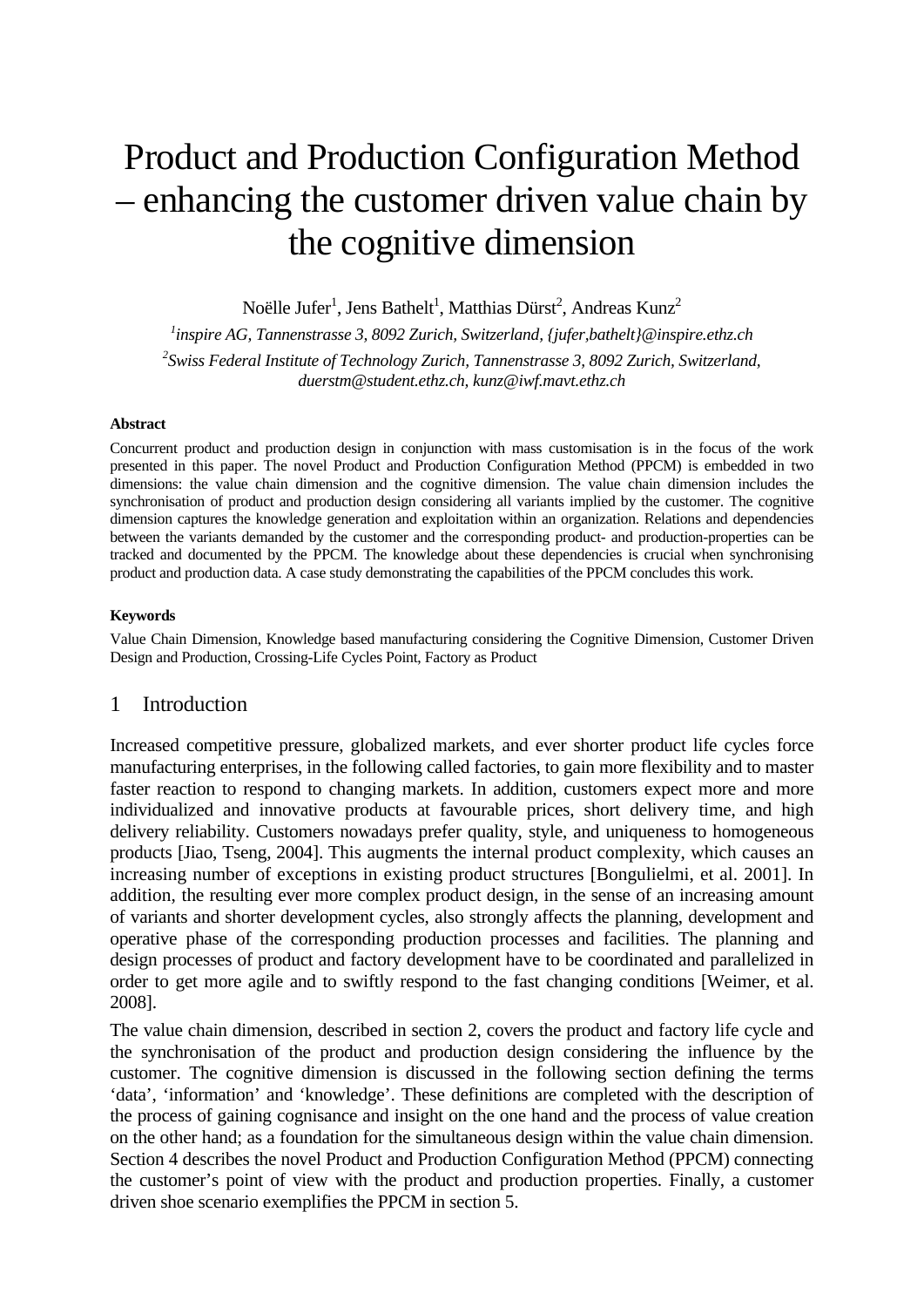# Product and Production Configuration Method – enhancing the customer driven value chain by the cognitive dimension

Noëlle Jufer[1], Jens Bathelt[1], Matthias Dürst[2], Andreas Kunz[2]

[1]*inspire AG, Tannenstrasse 3, 8092 Zurich, Switzerland, {jufer,bathelt}@inspire.ethz.ch*

[2]*Swiss Federal Institute of Technology Zurich, Tannenstrasse 3, 8092 Zurich, Switzerland, duerstm@student.ethz.ch, kunz@iwf.mavt.ethz.ch*

#### Abstract

Concurrent product and production design in conjunction with mass customisation is in the focus of the work presented in this paper. The novel Product and Production Configuration Method (PPCM) is embedded in two dimensions: the value chain dimension and the cognitive dimension. The value chain dimension includes the synchronisation of product and production design considering all variants implied by the customer. The cognitive dimension captures the knowledge generation and exploitation within an organization. Relations and dependencies between the variants demanded by the customer and the corresponding product- and production-properties can be tracked and documented by the PPCM. The knowledge about these dependencies is crucial when synchronising product and production data. A case study demonstrating the capabilities of the PPCM concludes this work.

#### Keywords

Value Chain Dimension, Knowledge based manufacturing considering the Cognitive Dimension, Customer Driven Design and Production, Crossing-Life Cycles Point, Factory as Product

## 1 Introduction

Increased competitive pressure, globalized markets, and ever shorter product life cycles force manufacturing enterprises, in the following called factories, to gain more flexibility and to master faster reaction to respond to changing markets. In addition, customers expect more and more individualized and innovative products at favourable prices, short delivery time, and high delivery reliability. Customers nowadays prefer quality, style, and uniqueness to homogeneous products [Jiao, Tseng, 2004]. This augments the internal product complexity, which causes an increasing number of exceptions in existing product structures [Bongulielmi, et al. 2001]. In addition, the resulting ever more complex product design, in the sense of an increasing amount of variants and shorter development cycles, also strongly affects the planning, development and operative phase of the corresponding production processes and facilities. The planning and design processes of product and factory development have to be coordinated and parallelized in order to get more agile and to swiftly respond to the fast changing conditions [Weimer, et al. 2008].

The value chain dimension, described in section 2, covers the product and factory life cycle and the synchronisation of the product and production design considering the influence by the customer. The cognitive dimension is discussed in the following section defining the terms 'data', 'information' and 'knowledge'. These definitions are completed with the description of the process of gaining cognisance and insight on the one hand and the process of value creation on the other hand; as a foundation for the simultaneous design within the value chain dimension. Section 4 describes the novel Product and Production Configuration Method (PPCM) connecting the customer's point of view with the product and production properties. Finally, a customer driven shoe scenario exemplifies the PPCM in section 5.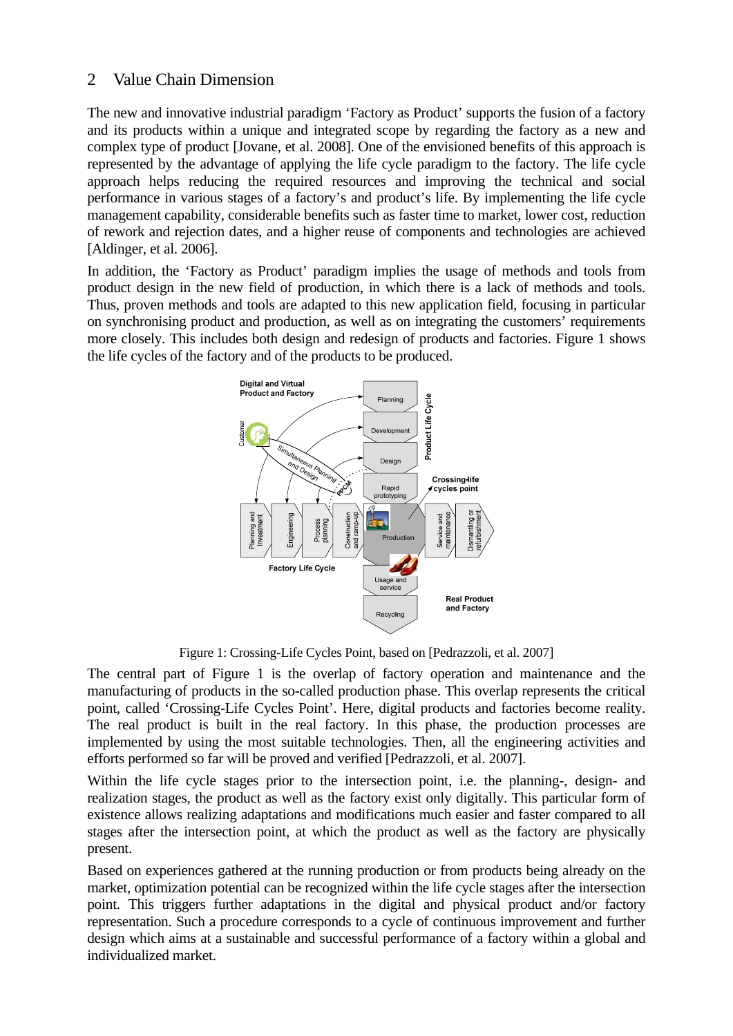## 2 Value Chain Dimension

The new and innovative industrial paradigm 'Factory as Product' supports the fusion of a factory and its products within a unique and integrated scope by regarding the factory as a new and complex type of product [Jovane, et al. 2008]. One of the envisioned benefits of this approach is represented by the advantage of applying the life cycle paradigm to the factory. The life cycle approach helps reducing the required resources and improving the technical and social performance in various stages of a factory's and product's life. By implementing the life cycle management capability, considerable benefits such as faster time to market, lower cost, reduction of rework and rejection dates, and a higher reuse of components and technologies are achieved [Aldinger, et al. 2006].

In addition, the 'Factory as Product' paradigm implies the usage of methods and tools from product design in the new field of production, in which there is a lack of methods and tools. Thus, proven methods and tools are adapted to this new application field, focusing in particular on synchronising product and production, as well as on integrating the customers' requirements more closely. This includes both design and redesign of products and factories. Figure 1 shows the life cycles of the factory and of the products to be produced.

Digital and Virtual Product and Factory

Customer

Simultaneous Planning and Design

PPCM

Planning

Development

Design

Rapid prototyping

Product Life Cycle

Crossing-life cycles point

Planning and Investment

Engineering

Process planning

Construction and ramp-up

Production

Service and maintenance

Dismantling or refurbishment

Factory Life Cycle

Usage and service

Recycling

Real Product and Factory

Figure 1: Crossing-Life Cycles Point, based on [Pedrazzoli, et al. 2007]

The central part of Figure 1 is the overlap of factory operation and maintenance and the manufacturing of products in the so-called production phase. This overlap represents the critical point, called 'Crossing-Life Cycles Point'. Here, digital products and factories become reality. The real product is built in the real factory. In this phase, the production processes are implemented by using the most suitable technologies. Then, all the engineering activities and efforts performed so far will be proved and verified [Pedrazzoli, et al. 2007].

Within the life cycle stages prior to the intersection point, i.e. the planning-, design- and realization stages, the product as well as the factory exist only digitally. This particular form of existence allows realizing adaptations and modifications much easier and faster compared to all stages after the intersection point, at which the product as well as the factory are physically present.

Based on experiences gathered at the running production or from products being already on the market, optimization potential can be recognized within the life cycle stages after the intersection point. This triggers further adaptations in the digital and physical product and/or factory representation. Such a procedure corresponds to a cycle of continuous improvement and further design which aims at a sustainable and successful performance of a factory within a global and individualized market.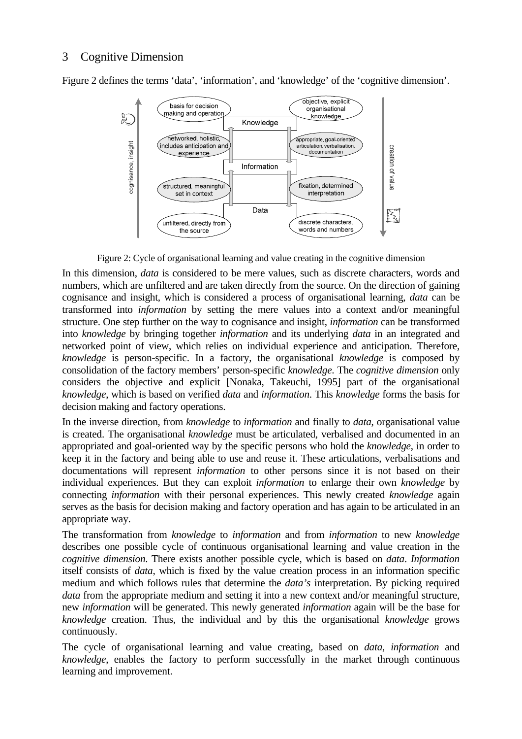## 3 Cognitive Dimension

Figure 2 defines the terms 'data', 'information', and 'knowledge' of the 'cognitive dimension'.

Figure 2: Cycle of organisational learning and value creating in the cognitive dimension

In this dimension, *data* is considered to be mere values, such as discrete characters, words and numbers, which are unfiltered and are taken directly from the source. On the direction of gaining cognisance and insight, which is considered a process of organisational learning, *data* can be transformed into *information* by setting the mere values into a context and/or meaningful structure. One step further on the way to cognisance and insight, *information* can be transformed into *knowledge* by bringing together *information* and its underlying *data* in an integrated and networked point of view, which relies on individual experience and anticipation. Therefore, *knowledge* is person-specific. In a factory, the organisational *knowledge* is composed by consolidation of the factory members' person-specific *knowledge*. The *cognitive dimension* only considers the objective and explicit [Nonaka, Takeuchi, 1995] part of the organisational *knowledge*, which is based on verified *data* and *information*. This *knowledge* forms the basis for decision making and factory operations.

In the inverse direction, from *knowledge* to *information* and finally to *data*, organisational value is created. The organisational *knowledge* must be articulated, verbalised and documented in an appropriated and goal-oriented way by the specific persons who hold the *knowledge*, in order to keep it in the factory and being able to use and reuse it. These articulations, verbalisations and documentations will represent *information* to other persons since it is not based on their individual experiences. But they can exploit *information* to enlarge their own *knowledge* by connecting *information* with their personal experiences. This newly created *knowledge* again serves as the basis for decision making and factory operation and has again to be articulated in an appropriate way.

The transformation from *knowledge* to *information* and from *information* to new *knowledge* describes one possible cycle of continuous organisational learning and value creation in the *cognitive dimension*. There exists another possible cycle, which is based on *data*. *Information* itself consists of *data*, which is fixed by the value creation process in an information specific medium and which follows rules that determine the *data's* interpretation. By picking required *data* from the appropriate medium and setting it into a new context and/or meaningful structure, new *information* will be generated. This newly generated *information* again will be the base for *knowledge* creation. Thus, the individual and by this the organisational *knowledge* grows continuously.

The cycle of organisational learning and value creating, based on *data*, *information* and *knowledge*, enables the factory to perform successfully in the market through continuous learning and improvement.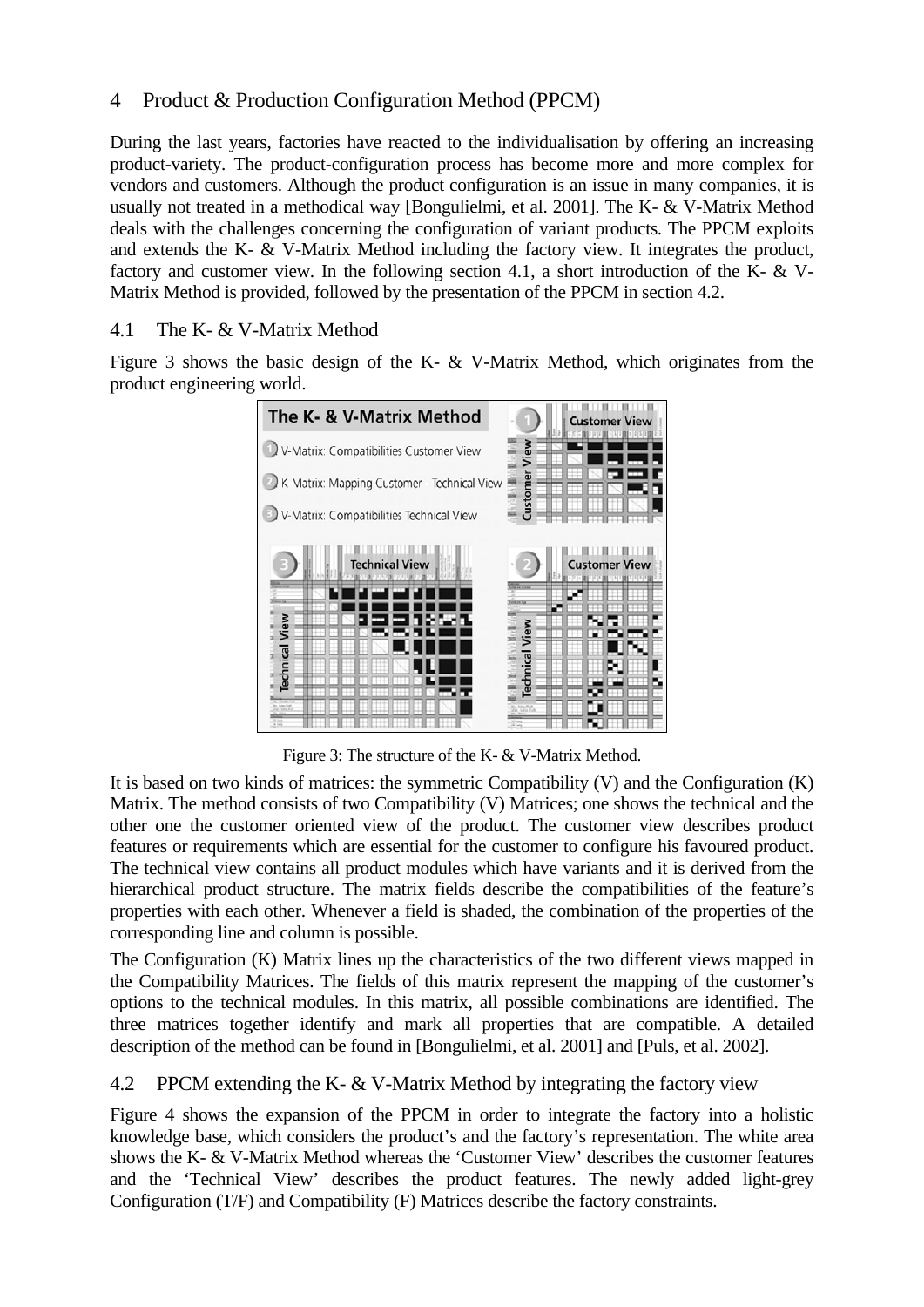## 4 Product & Production Configuration Method (PPCM)

During the last years, factories have reacted to the individualisation by offering an increasing product-variety. The product-configuration process has become more and more complex for vendors and customers. Although the product configuration is an issue in many companies, it is usually not treated in a methodical way [Bongulielmi, et al. 2001]. The K- & V-Matrix Method deals with the challenges concerning the configuration of variant products. The PPCM exploits and extends the K- & V-Matrix Method including the factory view. It integrates the product, factory and customer view. In the following section 4.1, a short introduction of the K- & V-Matrix Method is provided, followed by the presentation of the PPCM in section 4.2.

### 4.1 The K- & V-Matrix Method

Figure 3 shows the basic design of the K- & V-Matrix Method, which originates from the product engineering world.

Figure 3: The structure of the K- & V-Matrix Method.

It is based on two kinds of matrices: the symmetric Compatibility (V) and the Configuration (K) Matrix. The method consists of two Compatibility (V) Matrices; one shows the technical and the other one the customer oriented view of the product. The customer view describes product features or requirements which are essential for the customer to configure his favoured product. The technical view contains all product modules which have variants and it is derived from the hierarchical product structure. The matrix fields describe the compatibilities of the feature's properties with each other. Whenever a field is shaded, the combination of the properties of the corresponding line and column is possible.

The Configuration (K) Matrix lines up the characteristics of the two different views mapped in the Compatibility Matrices. The fields of this matrix represent the mapping of the customer's options to the technical modules. In this matrix, all possible combinations are identified. The three matrices together identify and mark all properties that are compatible. A detailed description of the method can be found in [Bongulielmi, et al. 2001] and [Puls, et al. 2002].

### 4.2 PPCM extending the K- & V-Matrix Method by integrating the factory view

Figure 4 shows the expansion of the PPCM in order to integrate the factory into a holistic knowledge base, which considers the product's and the factory's representation. The white area shows the K- & V-Matrix Method whereas the 'Customer View' describes the customer features and the 'Technical View' describes the product features. The newly added light-grey Configuration (T/F) and Compatibility (F) Matrices describe the factory constraints.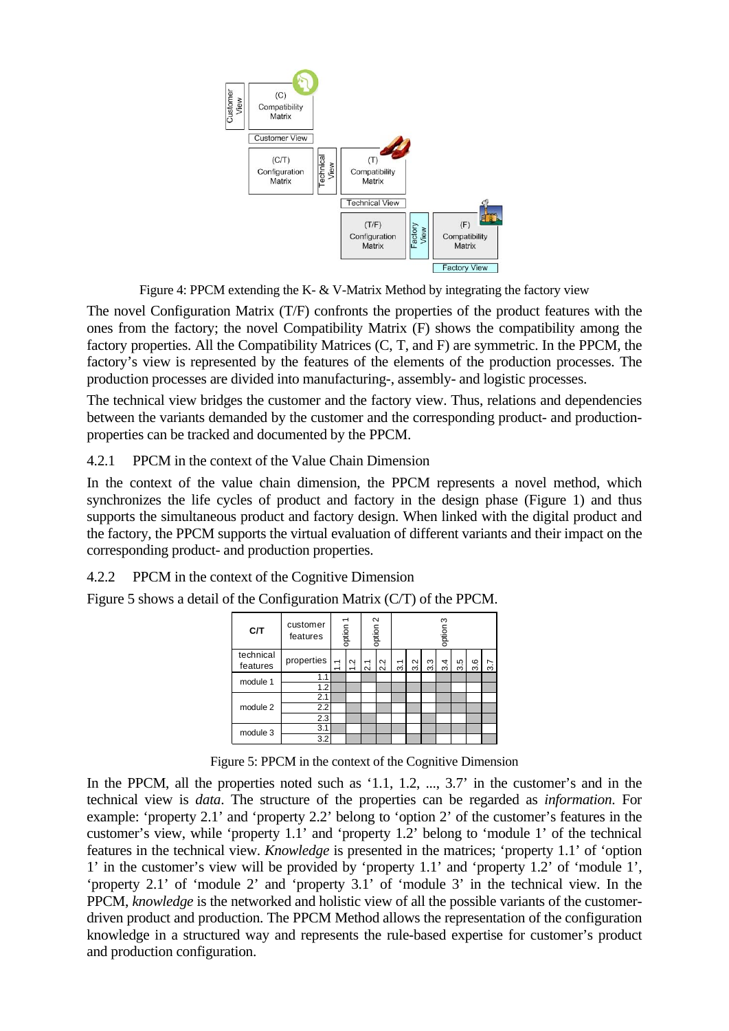Figure 4: PPCM extending the K- & V-Matrix Method by integrating the factory view

The novel Configuration Matrix (T/F) confronts the properties of the product features with the ones from the factory; the novel Compatibility Matrix (F) shows the compatibility among the factory properties. All the Compatibility Matrices (C, T, and F) are symmetric. In the PPCM, the factory's view is represented by the features of the elements of the production processes. The production processes are divided into manufacturing-, assembly- and logistic processes.

The technical view bridges the customer and the factory view. Thus, relations and dependencies between the variants demanded by the customer and the corresponding product- and production-properties can be tracked and documented by the PPCM.

### 4.2.1 PPCM in the context of the Value Chain Dimension

In the context of the value chain dimension, the PPCM represents a novel method, which synchronizes the life cycles of product and factory in the design phase (Figure 1) and thus supports the simultaneous product and factory design. When linked with the digital product and the factory, the PPCM supports the virtual evaluation of different variants and their impact on the corresponding product- and production properties.

### 4.2.2 PPCM in the context of the Cognitive Dimension

Figure 5 shows a detail of the Configuration Matrix (C/T) of the PPCM.

| C/T | customer features | option 1 | | option 2 | | option 3 | | | | | | |
|---|---|---|---|---|---|---|---|---|---|---|---|---|
| technical features | properties | 1.1 | 1.2 | 2.1 | 2.2 | 3.1 | 3.2 | 3.3 | 3.4 | 3.5 | 3.6 | 3.7 |
| module 1 | 1.1 | | | | | | | | | | | |
| | 1.2 | | | | | | | | | | | |
| module 2 | 2.1 | | | | | | | | | | | |
| | 2.2 | | | | | | | | | | | |
| | 2.3 | | | | | | | | | | | |
| module 3 | 3.1 | | | | | | | | | | | |
| | 3.2 | | | | | | | | | | | |

Figure 5: PPCM in the context of the Cognitive Dimension

In the PPCM, all the properties noted such as '1.1, 1.2, ..., 3.7' in the customer's and in the technical view is *data*. The structure of the properties can be regarded as *information*. For example: 'property 2.1' and 'property 2.2' belong to 'option 2' of the customer's features in the customer's view, while 'property 1.1' and 'property 1.2' belong to 'module 1' of the technical features in the technical view. *Knowledge* is presented in the matrices; 'property 1.1' of 'option 1' in the customer's view will be provided by 'property 1.1' and 'property 1.2' of 'module 1', 'property 2.1' of 'module 2' and 'property 3.1' of 'module 3' in the technical view. In the PPCM, *knowledge* is the networked and holistic view of all the possible variants of the customer-driven product and production. The PPCM Method allows the representation of the configuration knowledge in a structured way and represents the rule-based expertise for customer's product and production configuration.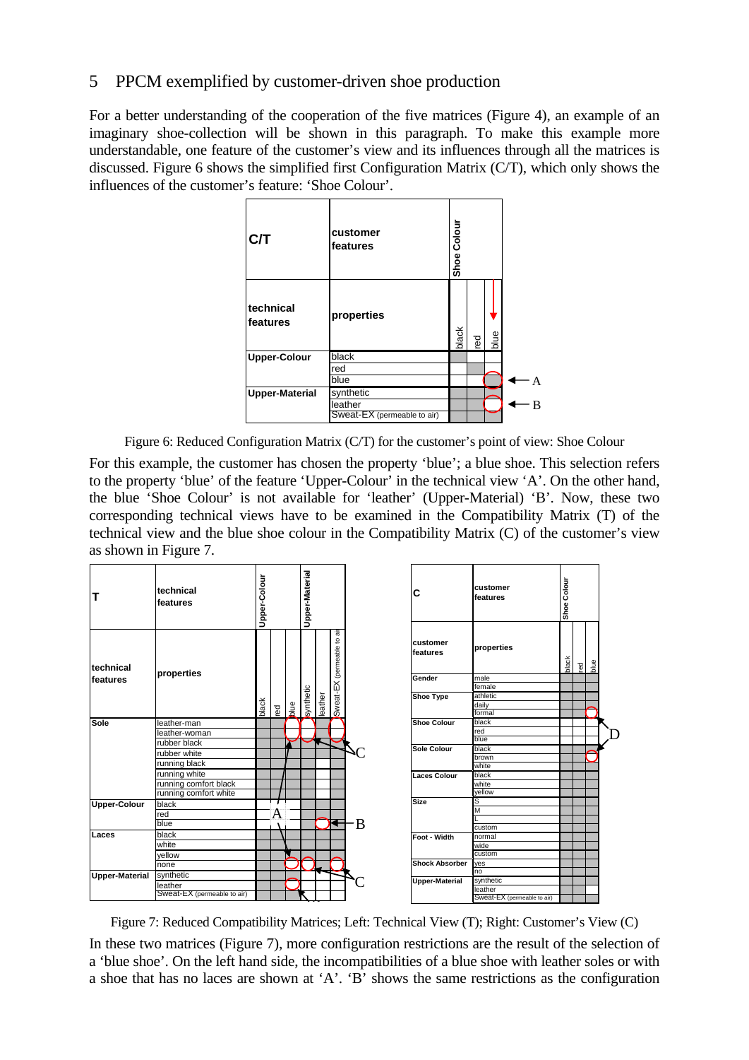## 5 PPCM exemplified by customer-driven shoe production

For a better understanding of the cooperation of the five matrices (Figure 4), an example of an imaginary shoe-collection will be shown in this paragraph. To make this example more understandable, one feature of the customer's view and its influences through all the matrices is discussed. Figure 6 shows the simplified first Configuration Matrix (C/T), which only shows the influences of the customer's feature: 'Shoe Colour'.

| C/T | customer features | Shoe Colour | | |
|---|---|---|---|---|
| technical features | properties | black | red | blue |
| Upper-Colour | black | | | |
| | red | | | |
| | blue | | | A |
| Upper-Material | synthetic | | | |
| | leather | | | B |
| | Sweat-EX (permeable to air) | | | |

Figure 6: Reduced Configuration Matrix (C/T) for the customer's point of view: Shoe Colour

For this example, the customer has chosen the property 'blue'; a blue shoe. This selection refers to the property 'blue' of the feature 'Upper-Colour' in the technical view 'A'. On the other hand, the blue 'Shoe Colour' is not available for 'leather' (Upper-Material) 'B'. Now, these two corresponding technical views have to be examined in the Compatibility Matrix (T) of the technical view and the blue shoe colour in the Compatibility Matrix (C) of the customer's view as shown in Figure 7.

| T | technical features | Upper-Colour | | | Upper-Material | | |
|---|---|---|---|---|---|---|---|
| technical features | properties | black | red | blue | synthetic | leather | Sweat-EX (permeable to air) |
| Sole | leather-man | | | | | | |
| | leather-woman | | | | | | |
| | rubber black | | | | | | |
| | rubber white | | | | | | |
| | running black | | | | | | |
| | running white | | | | | | |
| | running comfort black | | | | | | |
| | running comfort white | | | | | | |
| Upper-Colour | black | | | | | | |
| | red | | | | | | |
| | blue | | | | | | |
| Laces | black | | | | | | |
| | white | | | | | | |
| | yellow | | | | | | |
| | none | | | | | | |
| Upper-Material | synthetic | | | | | | |
| | leather | | | | | | |
| | Sweat-EX (permeable to air) | | | | | | |

| C | customer features | Shoe Colour | | |
|---|---|---|---|---|
| customer features | properties | black | red | blue |
| Gender | male | | | |
| | female | | | |
| Shoe Type | athletic | | | |
| | daily | | | |
| | formal | | | |
| Shoe Colour | black | | | |
| | red | | | |
| | blue | | | |
| Sole Colour | black | | | |
| | brown | | | |
| | white | | | |
| Laces Colour | black | | | |
| | white | | | |
| | yellow | | | |
| Size | S | | | |
| | M | | | |
| | L | | | |
| | custom | | | |
| Foot - Width | normal | | | |
| | wide | | | |
| | custom | | | |
| Shock Absorber | yes | | | |
| | no | | | |
| Upper-Material | synthetic | | | |
| | leather | | | |
| | Sweat-EX (permeable to air) | | | |

Figure 7: Reduced Compatibility Matrices; Left: Technical View (T); Right: Customer's View (C)

In these two matrices (Figure 7), more configuration restrictions are the result of the selection of a 'blue shoe'. On the left hand side, the incompatibilities of a blue shoe with leather soles or with a shoe that has no laces are shown at 'A'. 'B' shows the same restrictions as the configuration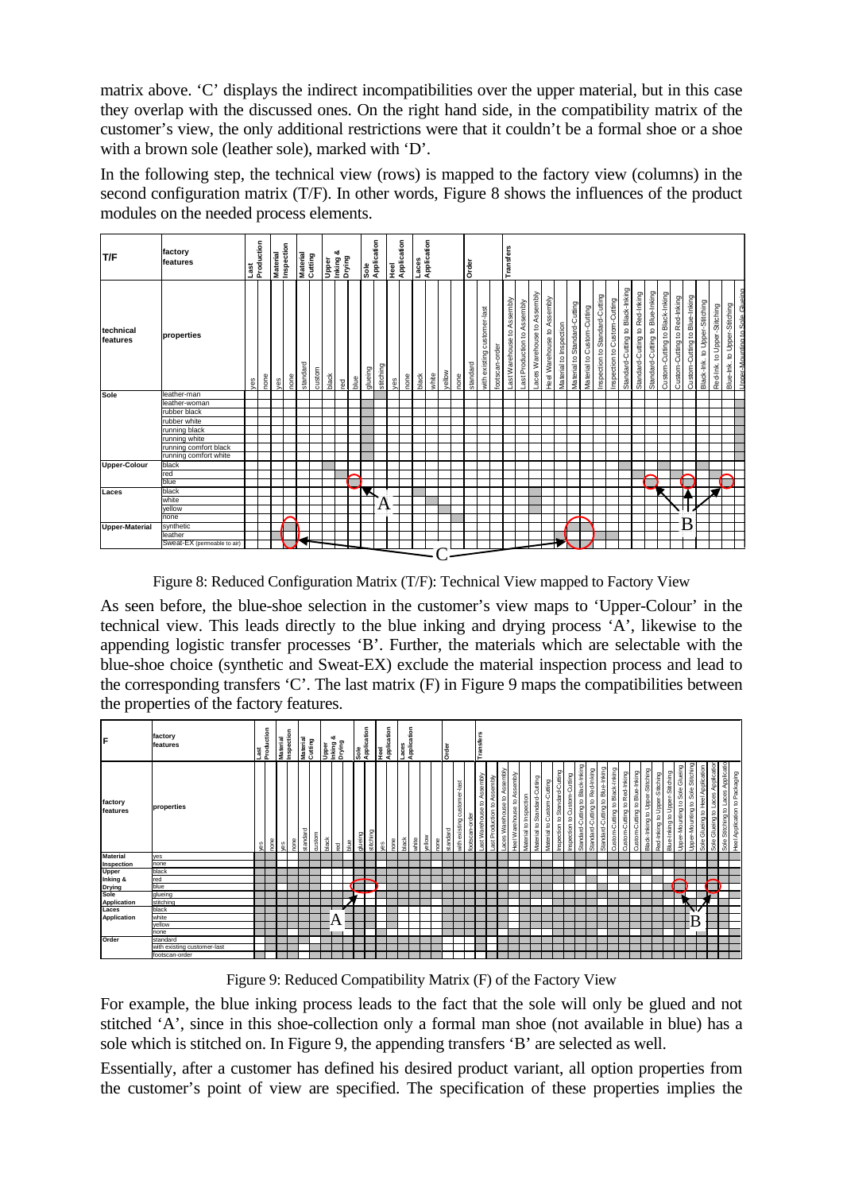matrix above. 'C' displays the indirect incompatibilities over the upper material, but in this case they overlap with the discussed ones. On the right hand side, in the compatibility matrix of the customer's view, the only additional restrictions were that it couldn't be a formal shoe or a shoe with a brown sole (leather sole), marked with 'D'.

In the following step, the technical view (rows) is mapped to the factory view (columns) in the second configuration matrix (T/F). In other words, Figure 8 shows the influences of the product modules on the needed process elements.

Figure 8: Reduced Configuration Matrix (T/F): Technical View mapped to Factory View

As seen before, the blue-shoe selection in the customer's view maps to 'Upper-Colour' in the technical view. This leads directly to the blue inking and drying process 'A', likewise to the appending logistic transfer processes 'B'. Further, the materials which are selectable with the blue-shoe choice (synthetic and Sweat-EX) exclude the material inspection process and lead to the corresponding transfers 'C'. The last matrix (F) in Figure 9 maps the compatibilities between the properties of the factory features.

Figure 9: Reduced Compatibility Matrix (F) of the Factory View

For example, the blue inking process leads to the fact that the sole will only be glued and not stitched 'A', since in this shoe-collection only a formal man shoe (not available in blue) has a sole which is stitched on. In Figure 9, the appending transfers 'B' are selected as well.

Essentially, after a customer has defined his desired product variant, all option properties from the customer's point of view are specified. The specification of these properties implies the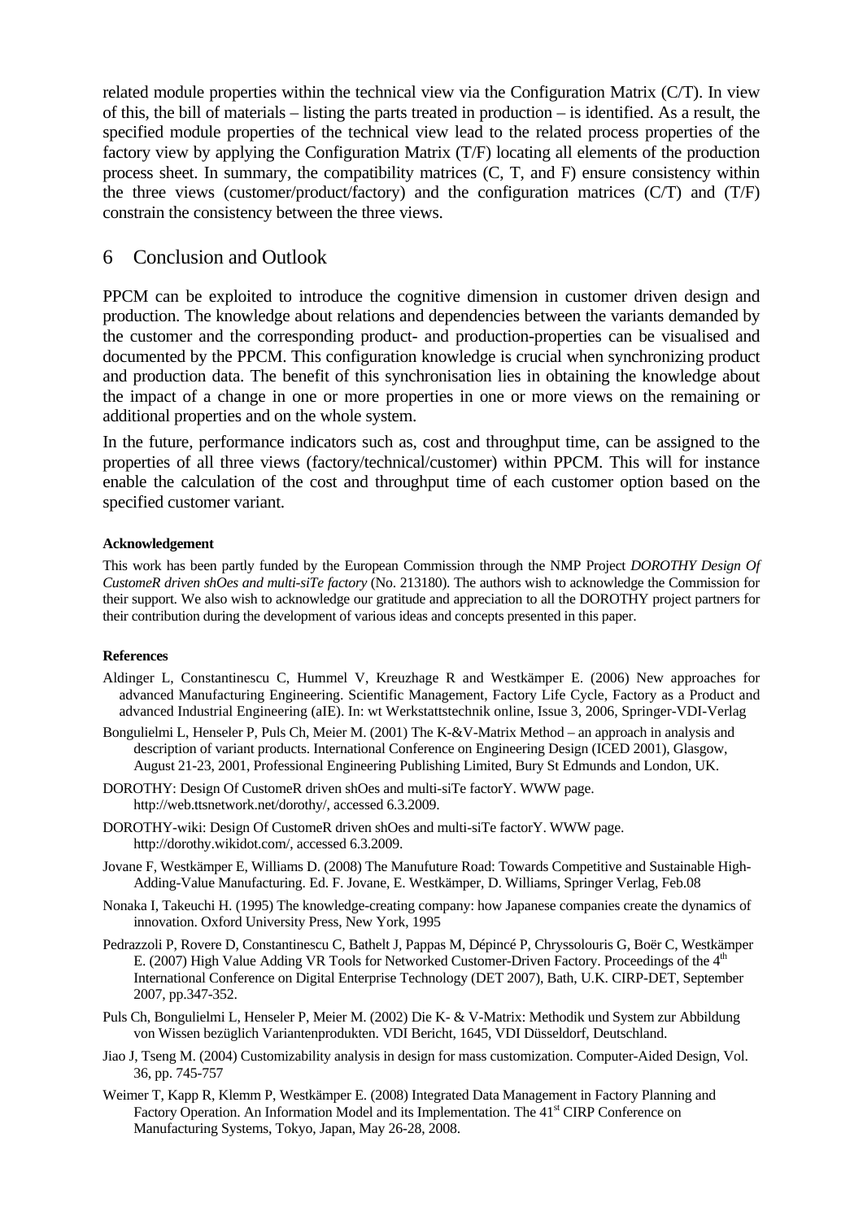related module properties within the technical view via the Configuration Matrix (C/T). In view of this, the bill of materials – listing the parts treated in production – is identified. As a result, the specified module properties of the technical view lead to the related process properties of the factory view by applying the Configuration Matrix (T/F) locating all elements of the production process sheet. In summary, the compatibility matrices (C, T, and F) ensure consistency within the three views (customer/product/factory) and the configuration matrices (C/T) and (T/F) constrain the consistency between the three views.

## 6 Conclusion and Outlook

PPCM can be exploited to introduce the cognitive dimension in customer driven design and production. The knowledge about relations and dependencies between the variants demanded by the customer and the corresponding product- and production-properties can be visualised and documented by the PPCM. This configuration knowledge is crucial when synchronizing product and production data. The benefit of this synchronisation lies in obtaining the knowledge about the impact of a change in one or more properties in one or more views on the remaining or additional properties and on the whole system.

In the future, performance indicators such as, cost and throughput time, can be assigned to the properties of all three views (factory/technical/customer) within PPCM. This will for instance enable the calculation of the cost and throughput time of each customer option based on the specified customer variant.

#### Acknowledgement

This work has been partly funded by the European Commission through the NMP Project *DOROTHY Design Of CustomeR driven shOes and multi-siTe factory* (No. 213180). The authors wish to acknowledge the Commission for their support. We also wish to acknowledge our gratitude and appreciation to all the DOROTHY project partners for their contribution during the development of various ideas and concepts presented in this paper.

#### References

Aldinger L, Constantinescu C, Hummel V, Kreuzhage R and Westkämper E. (2006) New approaches for advanced Manufacturing Engineering. Scientific Management, Factory Life Cycle, Factory as a Product and advanced Industrial Engineering (aIE). In: wt Werkstattstechnik online, Issue 3, 2006, Springer-VDI-Verlag

Bongulielmi L, Henseler P, Puls Ch, Meier M. (2001) The K-&V-Matrix Method – an approach in analysis and description of variant products. International Conference on Engineering Design (ICED 2001), Glasgow, August 21-23, 2001, Professional Engineering Publishing Limited, Bury St Edmunds and London, UK.

DOROTHY: Design Of CustomeR driven shOes and multi-siTe factorY. WWW page. http://web.ttsnetwork.net/dorothy/, accessed 6.3.2009.

DOROTHY-wiki: Design Of CustomeR driven shOes and multi-siTe factorY. WWW page. http://dorothy.wikidot.com/, accessed 6.3.2009.

Jovane F, Westkämper E, Williams D. (2008) The Manufuture Road: Towards Competitive and Sustainable High-Adding-Value Manufacturing. Ed. F. Jovane, E. Westkämper, D. Williams, Springer Verlag, Feb.08

Nonaka I, Takeuchi H. (1995) The knowledge-creating company: how Japanese companies create the dynamics of innovation. Oxford University Press, New York, 1995

Pedrazzoli P, Rovere D, Constantinescu C, Bathelt J, Pappas M, Dépincé P, Chryssolouris G, Boër C, Westkämper E. (2007) High Value Adding VR Tools for Networked Customer-Driven Factory. Proceedings of the 4th International Conference on Digital Enterprise Technology (DET 2007), Bath, U.K. CIRP-DET, September 2007, pp.347-352.

Puls Ch, Bongulielmi L, Henseler P, Meier M. (2002) Die K- & V-Matrix: Methodik und System zur Abbildung von Wissen bezüglich Variantenprodukten. VDI Bericht, 1645, VDI Düsseldorf, Deutschland.

Jiao J, Tseng M. (2004) Customizability analysis in design for mass customization. Computer-Aided Design, Vol. 36, pp. 745-757

Weimer T, Kapp R, Klemm P, Westkämper E. (2008) Integrated Data Management in Factory Planning and Factory Operation. An Information Model and its Implementation. The 41st CIRP Conference on Manufacturing Systems, Tokyo, Japan, May 26-28, 2008.